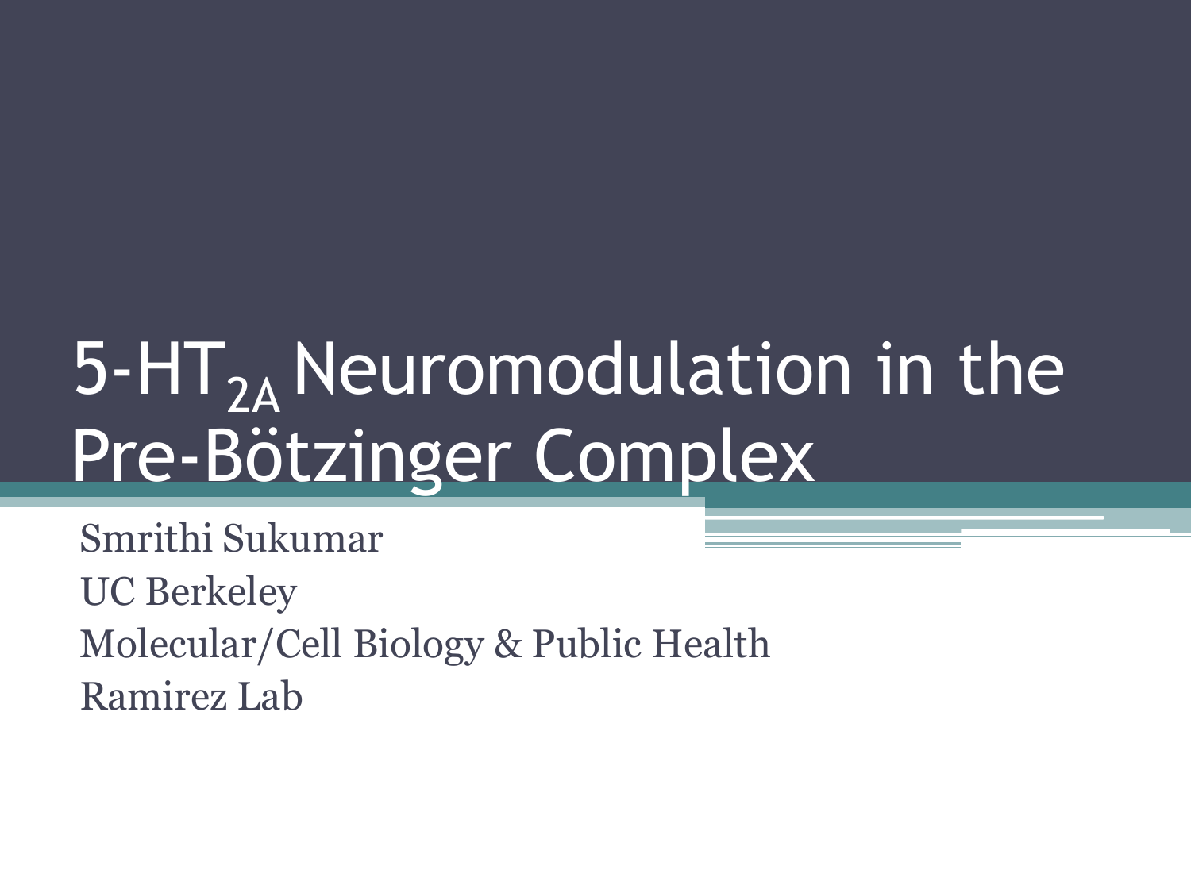# 5-$HT_{2A}$ Neuromodulation in the Pre-Bötzinger Complex

Smrithi Sukumar
UC Berkeley
Molecular/Cell Biology & Public Health
Ramirez Lab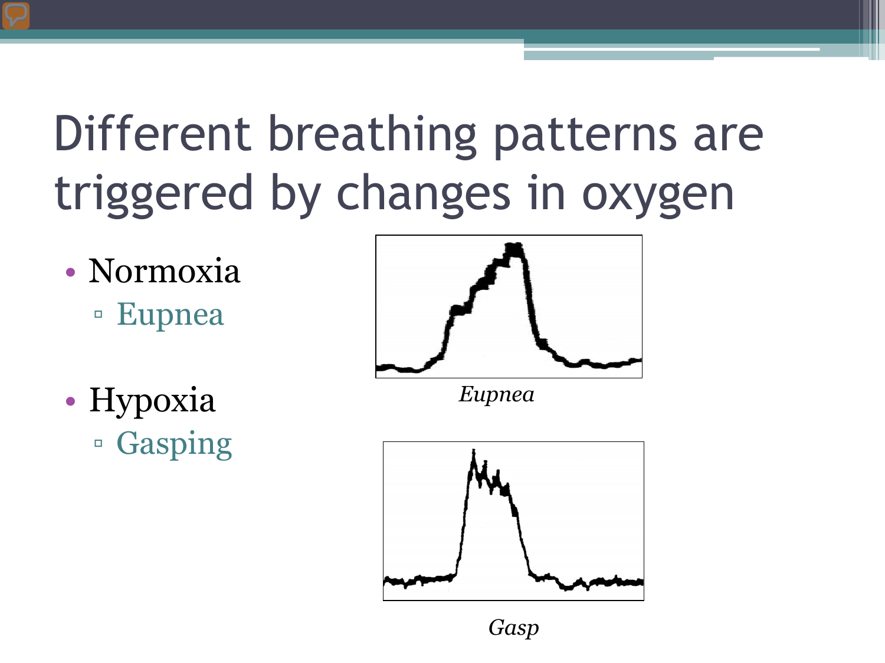# Different breathing patterns are triggered by changes in oxygen

- Normoxia
  - Eupnea
- Hypoxia
  - Gasping

*Eupnea*

*Gasp*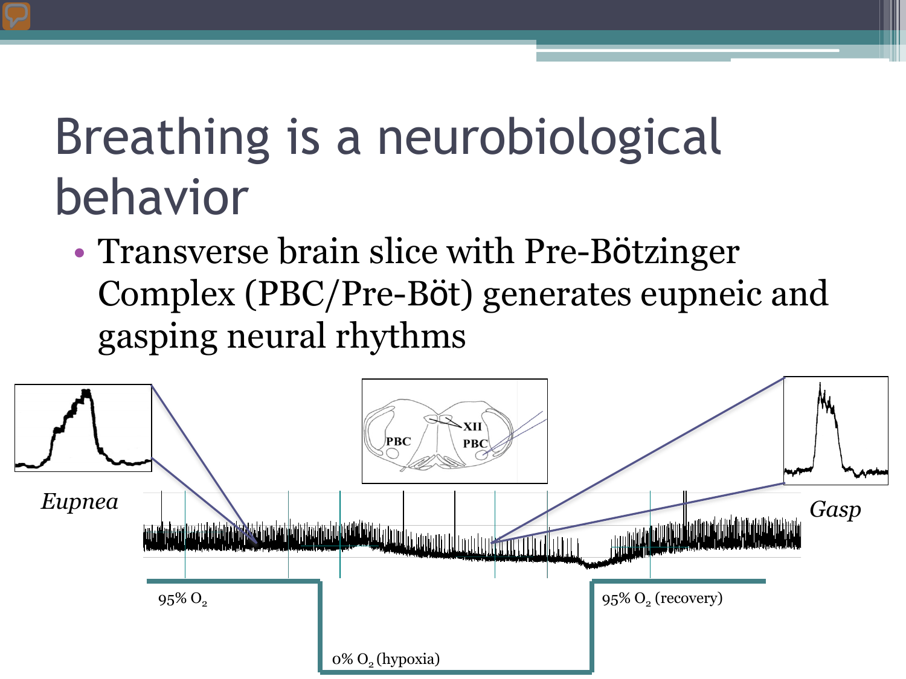# Breathing is a neurobiological behavior

- Transverse brain slice with Pre-Bötzinger Complex (PBC/Pre-Böt) generates eupneic and gasping neural rhythms

*Eupnea*

*Gasp*

PBC

XII

PBC

95% $O_2$

0% $O_2$ (hypoxia)

95% $O_2$ (recovery)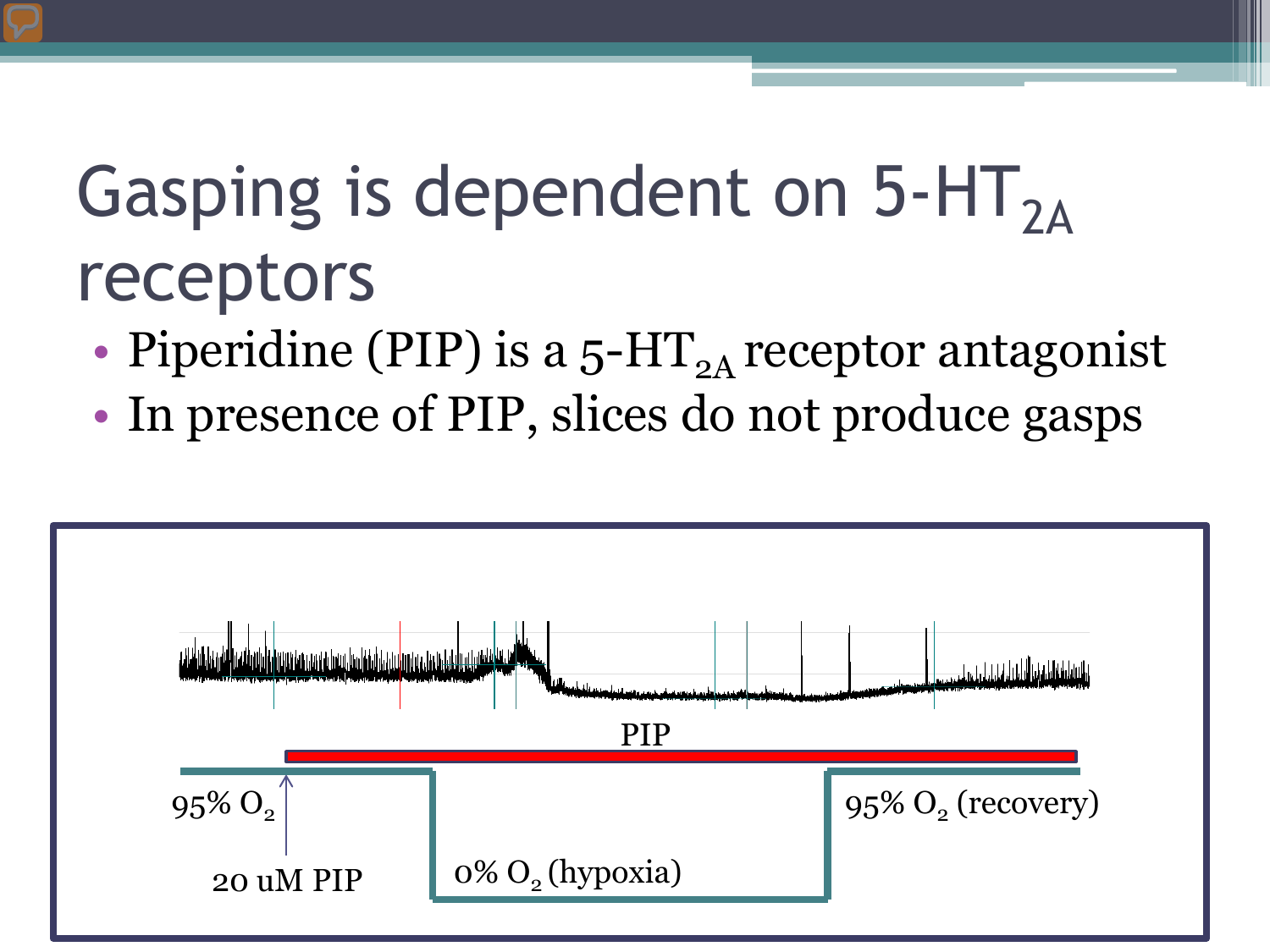# Gasping is dependent on $5\text{-}HT_{2A}$ receptors

- Piperidine (PIP) is a $5\text{-}HT_{2A}$ receptor antagonist
- In presence of PIP, slices do not produce gasps

PIP

$95\% \ O_2$

20 uM PIP

$0\% \ O_2$ (hypoxia)

$95\% \ O_2$ (recovery)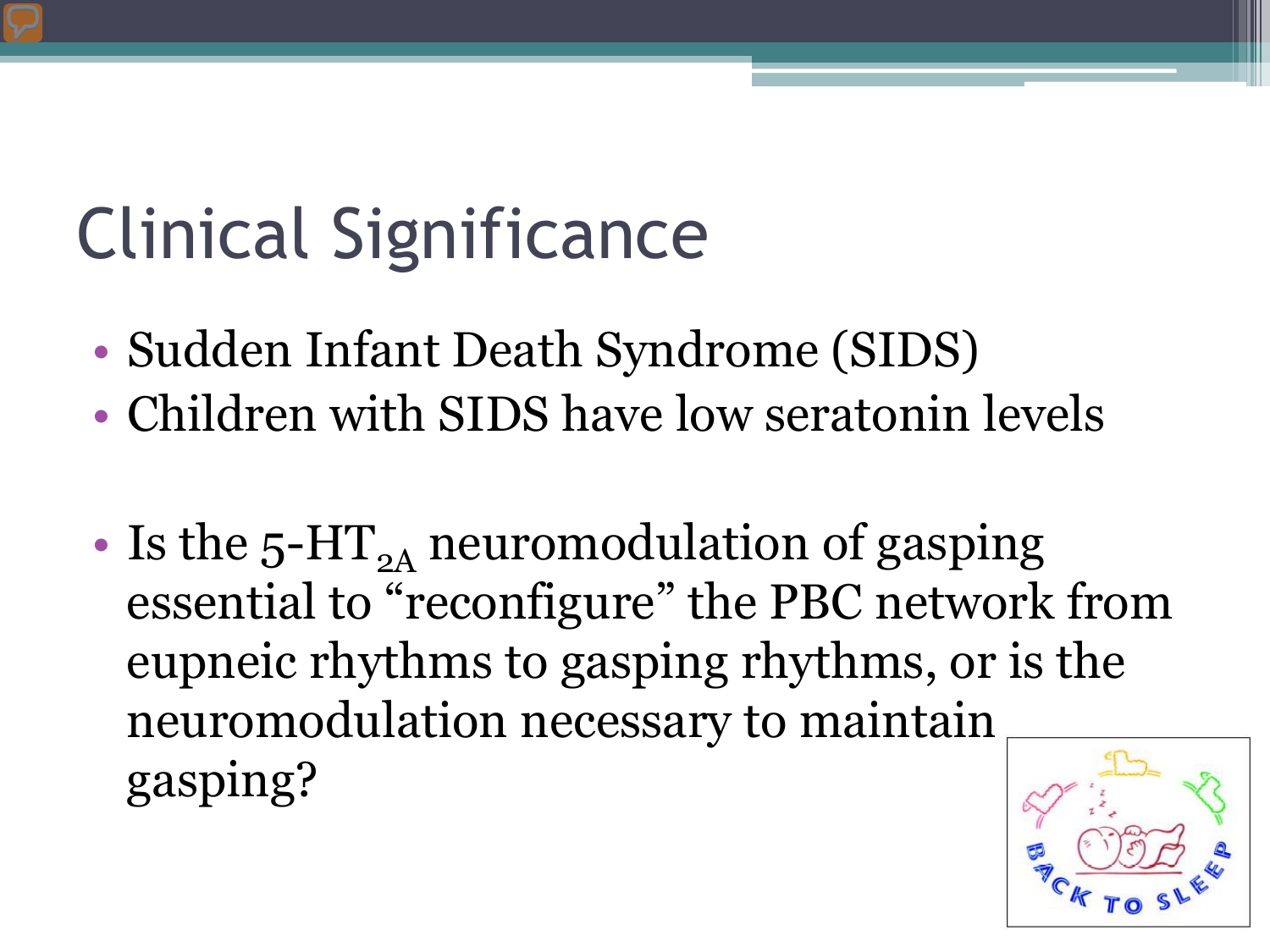# Clinical Significance

- Sudden Infant Death Syndrome (SIDS)
- Children with SIDS have low seratonin levels

- Is the 5-$HT_{2A}$ neuromodulation of gasping essential to “reconfigure” the PBC network from eupneic rhythms to gasping rhythms, or is the neuromodulation necessary to maintain gasping?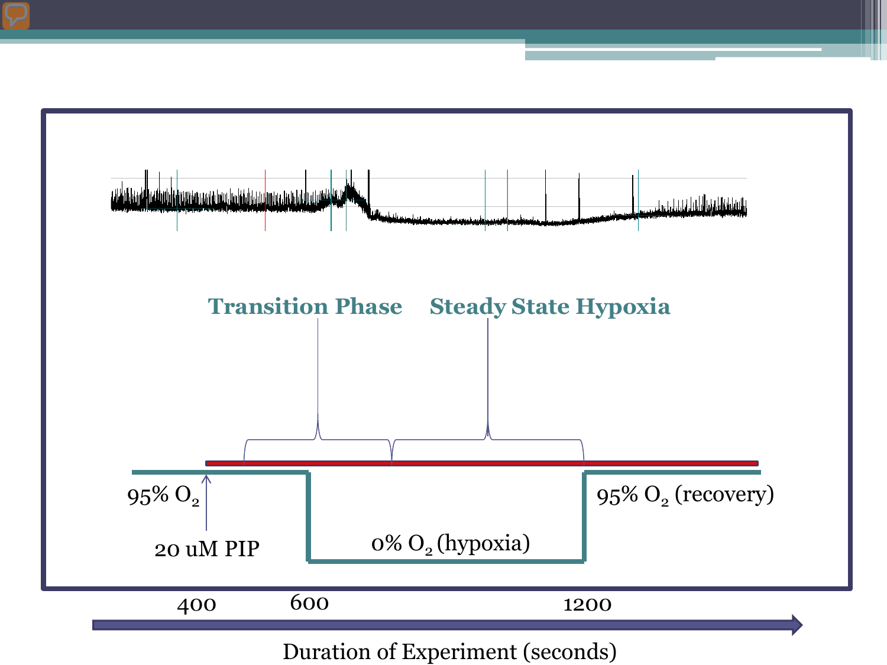Transition Phase

Steady State Hypoxia

95% $O_2$

20 uM PIP

0% $O_2$ (hypoxia)

95% $O_2$ (recovery)

400

600

1200

Duration of Experiment (seconds)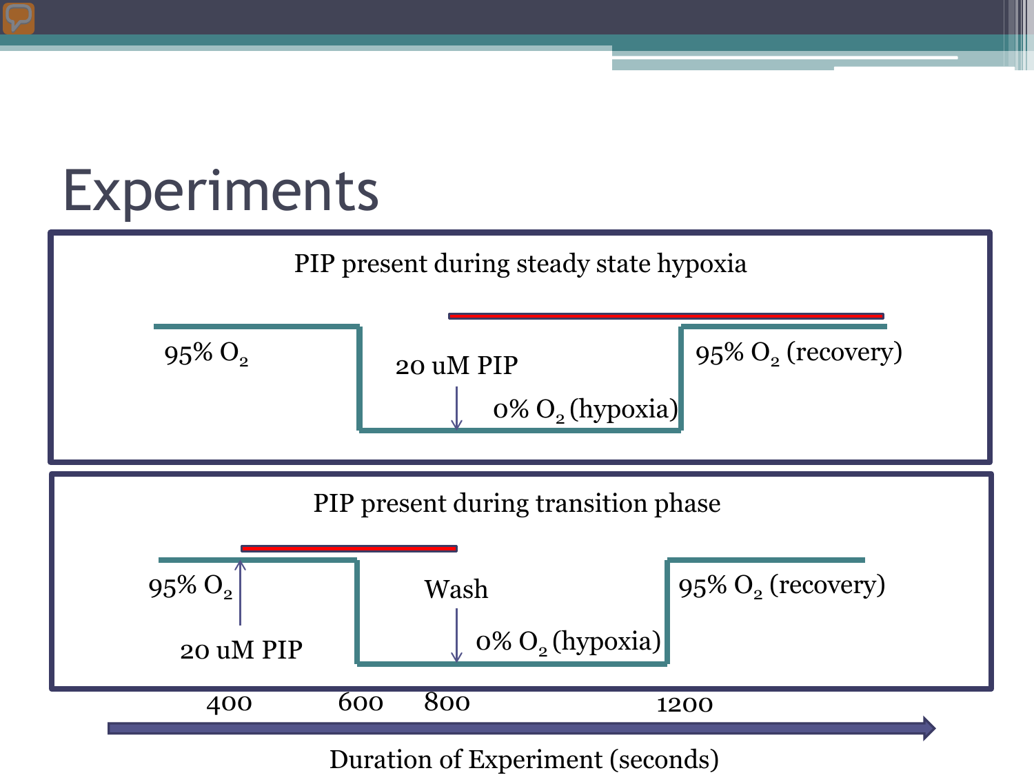# Experiments

PIP present during steady state hypoxia

$95\%\ O_2$

20 uM PIP

$0\%\ O_2$ (hypoxia)

$95\%\ O_2$ (recovery)

PIP present during transition phase

$95\%\ O_2$

20 uM PIP

Wash

$0\%\ O_2$ (hypoxia)

$95\%\ O_2$ (recovery)

400 600 800 1200

Duration of Experiment (seconds)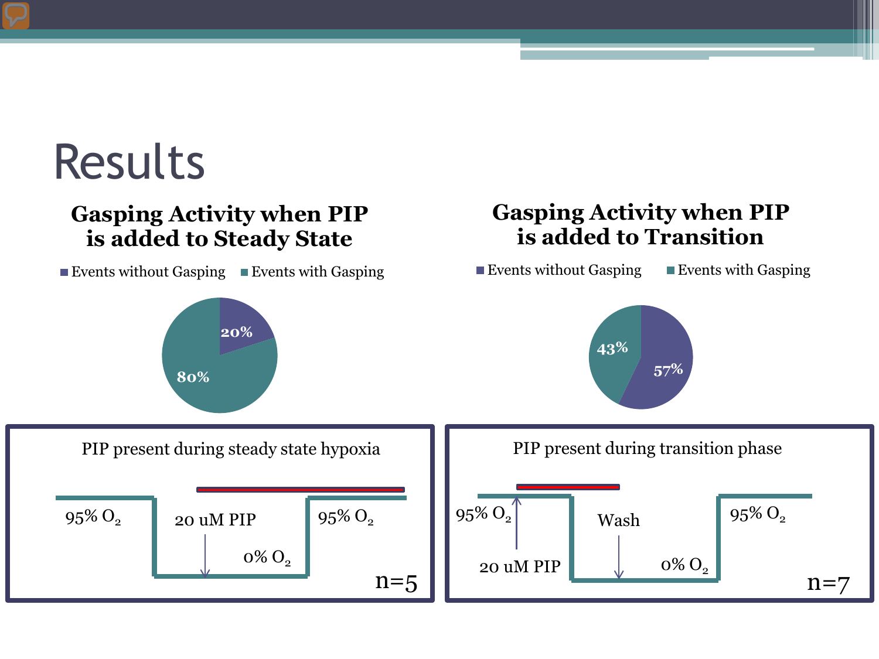# Results

## Gasping Activity when PIP is added to Steady State

- Events without Gasping: 20%
- Events with Gasping: 80%

PIP present during steady state hypoxia

95% $O_2$ → 0% $O_2$ → 95% $O_2$

20 uM PIP

n=5

## Gasping Activity when PIP is added to Transition

- Events without Gasping: 57%
- Events with Gasping: 43%

PIP present during transition phase

95% $O_2$ → 0% $O_2$ → 95% $O_2$

20 uM PIP

Wash

n=7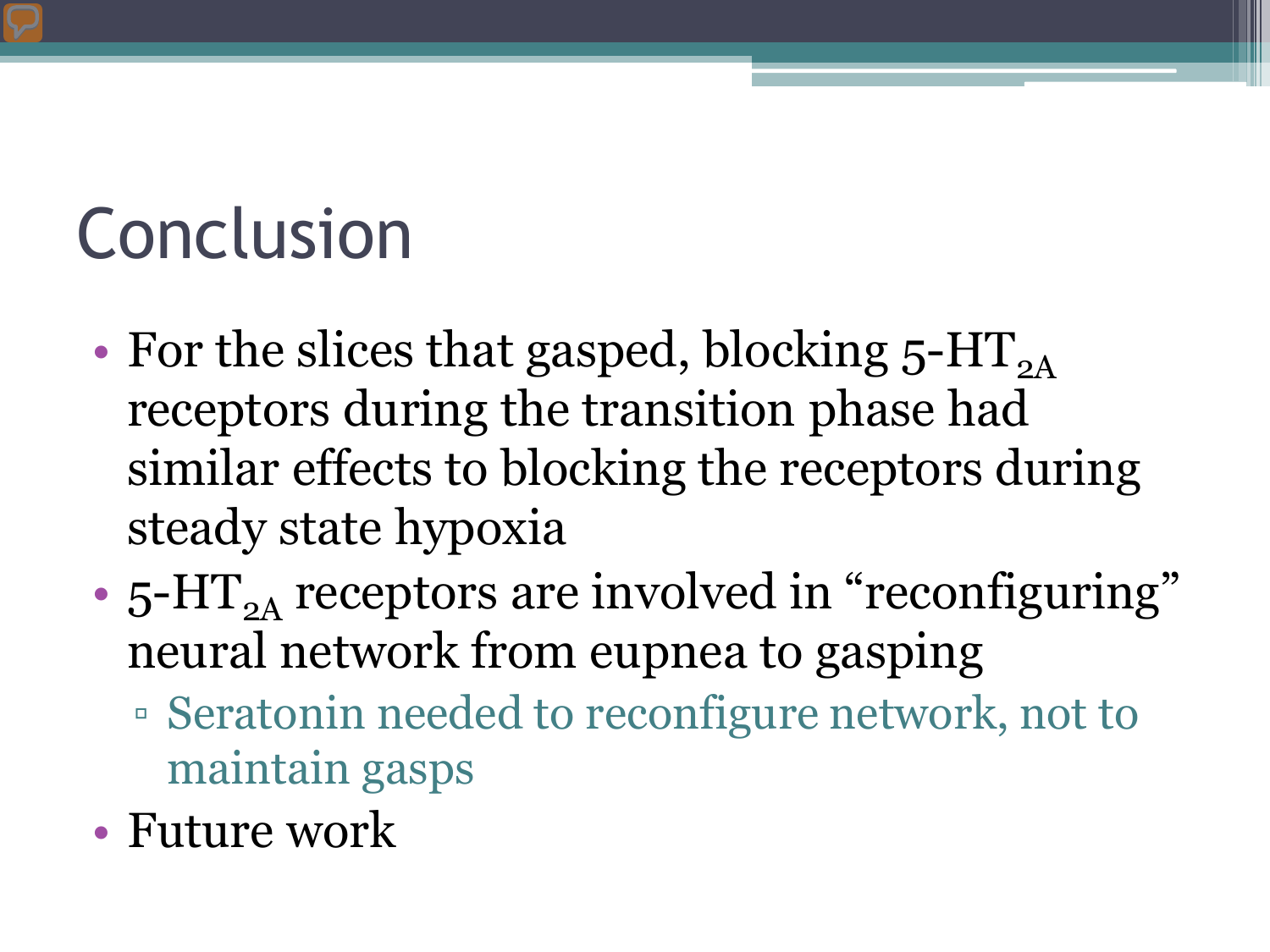# Conclusion

- For the slices that gasped, blocking 5-$HT_{2A}$ receptors during the transition phase had similar effects to blocking the receptors during steady state hypoxia
- 5-$HT_{2A}$ receptors are involved in "reconfiguring" neural network from eupnea to gasping
  - Seratonin needed to reconfigure network, not to maintain gasps
- Future work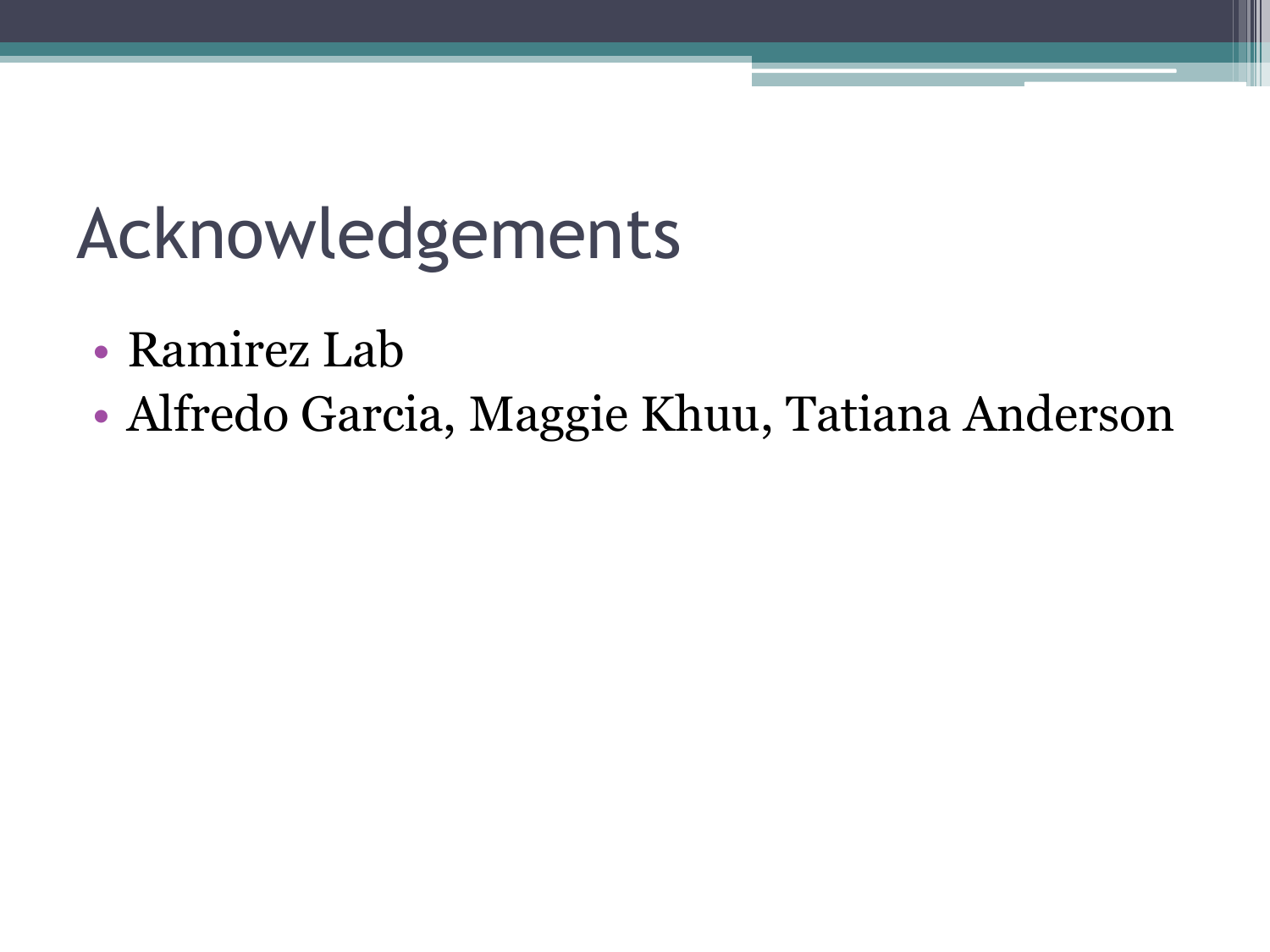# Acknowledgements

- Ramirez Lab
- Alfredo Garcia, Maggie Khuu, Tatiana Anderson